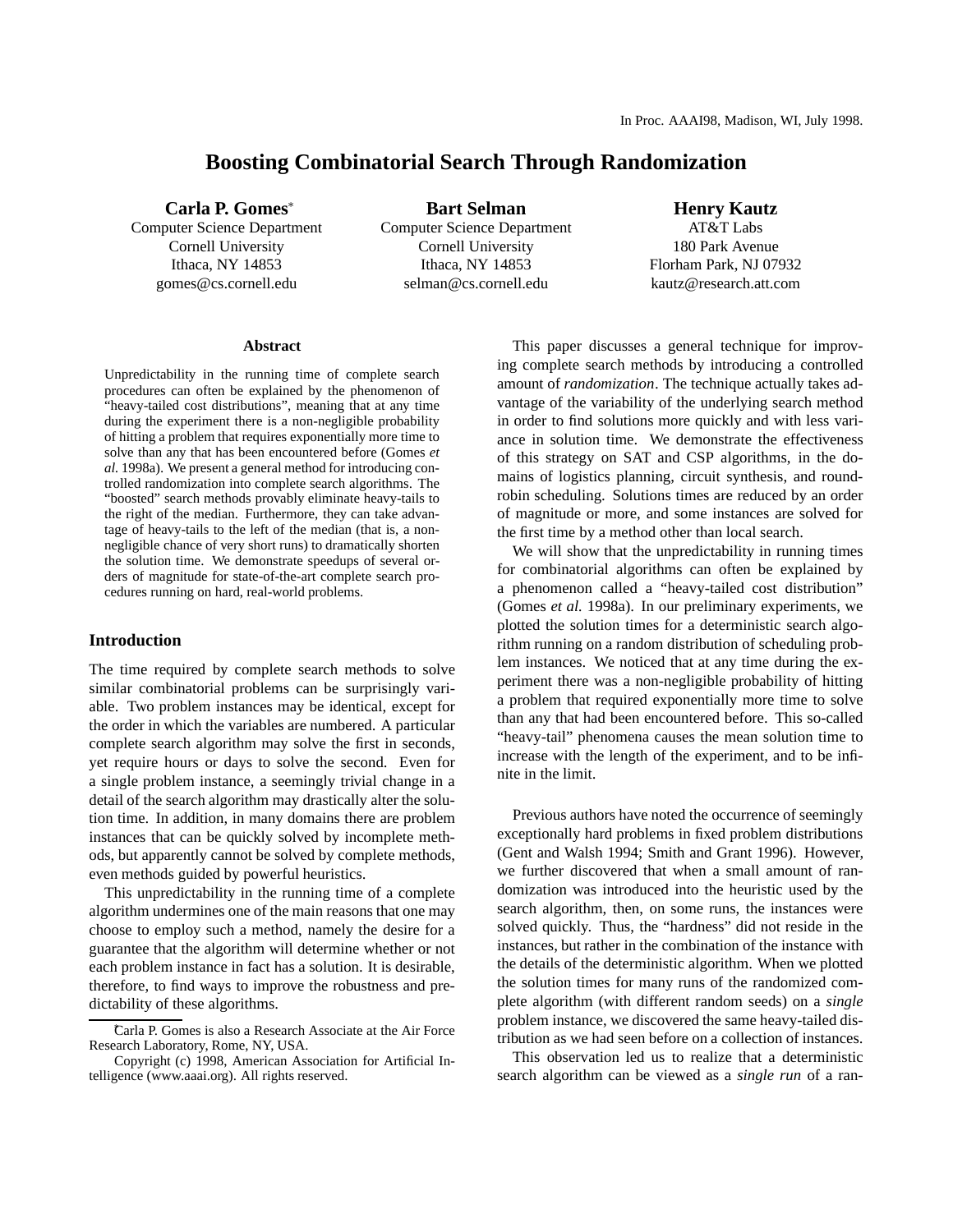In Proc. AAAI98, Madison, WI, July 1998.

# Boosting Combinatorial Search Through Randomization

**Carla P. Gomes***
Computer Science Department
Cornell University
Ithaca, NY 14853
gomes@cs.cornell.edu

**Bart Selman**
Computer Science Department
Cornell University
Ithaca, NY 14853
selman@cs.cornell.edu

**Henry Kautz**
AT&T Labs
180 Park Avenue
Florham Park, NJ 07932
kautz@research.att.com

### Abstract

Unpredictability in the running time of complete search procedures can often be explained by the phenomenon of "heavy-tailed cost distributions", meaning that at any time during the experiment there is a non-negligible probability of hitting a problem that requires exponentially more time to solve than any that has been encountered before (Gomes *et al.* 1998a). We present a general method for introducing controlled randomization into complete search algorithms. The "boosted" search methods provably eliminate heavy-tails to the right of the median. Furthermore, they can take advantage of heavy-tails to the left of the median (that is, a non-negligible chance of very short runs) to dramatically shorten the solution time. We demonstrate speedups of several orders of magnitude for state-of-the-art complete search procedures running on hard, real-world problems.

## Introduction

The time required by complete search methods to solve similar combinatorial problems can be surprisingly variable. Two problem instances may be identical, except for the order in which the variables are numbered. A particular complete search algorithm may solve the first in seconds, yet require hours or days to solve the second. Even for a single problem instance, a seemingly trivial change in a detail of the search algorithm may drastically alter the solution time. In addition, in many domains there are problem instances that can be quickly solved by incomplete methods, but apparently cannot be solved by complete methods, even methods guided by powerful heuristics.

This unpredictability in the running time of a complete algorithm undermines one of the main reasons that one may choose to employ such a method, namely the desire for a guarantee that the algorithm will determine whether or not each problem instance in fact has a solution. It is desirable, therefore, to find ways to improve the robustness and predictability of these algorithms.

*Carla P. Gomes is also a Research Associate at the Air Force Research Laboratory, Rome, NY, USA.

Copyright (c) 1998, American Association for Artificial Intelligence (www.aaai.org). All rights reserved.

This paper discusses a general technique for improving complete search methods by introducing a controlled amount of *randomization*. The technique actually takes advantage of the variability of the underlying search method in order to find solutions more quickly and with less variance in solution time. We demonstrate the effectiveness of this strategy on SAT and CSP algorithms, in the domains of logistics planning, circuit synthesis, and round-robin scheduling. Solutions times are reduced by an order of magnitude or more, and some instances are solved for the first time by a method other than local search.

We will show that the unpredictability in running times for combinatorial algorithms can often be explained by a phenomenon called a "heavy-tailed cost distribution" (Gomes *et al.* 1998a). In our preliminary experiments, we plotted the solution times for a deterministic search algorithm running on a random distribution of scheduling problem instances. We noticed that at any time during the experiment there was a non-negligible probability of hitting a problem that required exponentially more time to solve than any that had been encountered before. This so-called "heavy-tail" phenomena causes the mean solution time to increase with the length of the experiment, and to be infinite in the limit.

Previous authors have noted the occurrence of seemingly exceptionally hard problems in fixed problem distributions (Gent and Walsh 1994; Smith and Grant 1996). However, we further discovered that when a small amount of randomization was introduced into the heuristic used by the search algorithm, then, on some runs, the instances were solved quickly. Thus, the "hardness" did not reside in the instances, but rather in the combination of the instance with the details of the deterministic algorithm. When we plotted the solution times for many runs of the randomized complete algorithm (with different random seeds) on a *single* problem instance, we discovered the same heavy-tailed distribution as we had seen before on a collection of instances.

This observation led us to realize that a deterministic search algorithm can be viewed as a *single run* of a ran-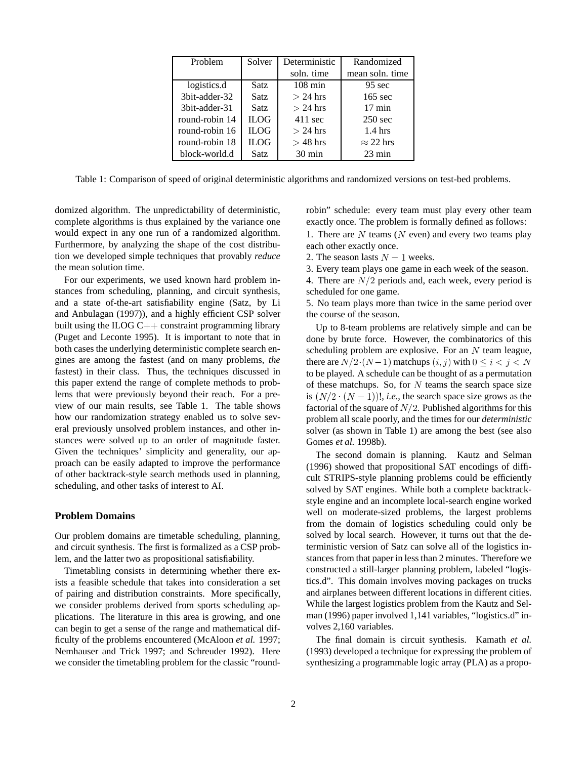| Problem | Solver | Deterministic soln. time | Randomized mean soln. time |
|---|---|---|---|
| logistics.d | Satz | 108 min | 95 sec |
| 3bit-adder-32 | Satz | $> 24$ hrs | 165 sec |
| 3bit-adder-31 | Satz | $> 24$ hrs | 17 min |
| round-robin 14 | ILOG | 411 sec | 250 sec |
| round-robin 16 | ILOG | $> 24$ hrs | 1.4 hrs |
| round-robin 18 | ILOG | $> 48$ hrs | $\approx 22$ hrs |
| block-world.d | Satz | 30 min | 23 min |

Table 1: Comparison of speed of original deterministic algorithms and randomized versions on test-bed problems.

domized algorithm. The unpredictability of deterministic, complete algorithms is thus explained by the variance one would expect in any one run of a randomized algorithm. Furthermore, by analyzing the shape of the cost distribution we developed simple techniques that provably *reduce* the mean solution time.

For our experiments, we used known hard problem instances from scheduling, planning, and circuit synthesis, and a state of-the-art satisfiability engine (Satz, by Li and Anbulagan (1997)), and a highly efficient CSP solver built using the ILOG C++ constraint programming library (Puget and Leconte 1995). It is important to note that in both cases the underlying deterministic complete search engines are among the fastest (and on many problems, *the* fastest) in their class. Thus, the techniques discussed in this paper extend the range of complete methods to problems that were previously beyond their reach. For a preview of our main results, see Table 1. The table shows how our randomization strategy enabled us to solve several previously unsolved problem instances, and other instances were solved up to an order of magnitude faster. Given the techniques' simplicity and generality, our approach can be easily adapted to improve the performance of other backtrack-style search methods used in planning, scheduling, and other tasks of interest to AI.

## Problem Domains

Our problem domains are timetable scheduling, planning, and circuit synthesis. The first is formalized as a CSP problem, and the latter two as propositional satisfiability.

Timetabling consists in determining whether there exists a feasible schedule that takes into consideration a set of pairing and distribution constraints. More specifically, we consider problems derived from sports scheduling applications. The literature in this area is growing, and one can begin to get a sense of the range and mathematical difficulty of the problems encountered (McAloon *et al.* 1997; Nemhauser and Trick 1997; and Schreuder 1992). Here we consider the timetabling problem for the classic "round-robin" schedule: every team must play every other team exactly once. The problem is formally defined as follows:

1. There are $N$ teams ($N$ even) and every two teams play each other exactly once.
2. The season lasts $N - 1$ weeks.
3. Every team plays one game in each week of the season.
4. There are $N/2$ periods and, each week, every period is scheduled for one game.
5. No team plays more than twice in the same period over the course of the season.

Up to 8-team problems are relatively simple and can be done by brute force. However, the combinatorics of this scheduling problem are explosive. For an $N$ team league, there are $N/2 \cdot (N-1)$ matchups $(i, j)$ with $0 \leq i < j < N$ to be played. A schedule can be thought of as a permutation of these matchups. So, for $N$ teams the search space size is $(N/2 \cdot (N-1))!$, *i.e.*, the search space size grows as the factorial of the square of $N/2$. Published algorithms for this problem all scale poorly, and the times for our *deterministic* solver (as shown in Table 1) are among the best (see also Gomes *et al.* 1998b).

The second domain is planning. Kautz and Selman (1996) showed that propositional SAT encodings of difficult STRIPS-style planning problems could be efficiently solved by SAT engines. While both a complete backtrack-style engine and an incomplete local-search engine worked well on moderate-sized problems, the largest problems from the domain of logistics scheduling could only be solved by local search. However, it turns out that the deterministic version of Satz can solve all of the logistics instances from that paper in less than 2 minutes. Therefore we constructed a still-larger planning problem, labeled "logistics.d". This domain involves moving packages on trucks and airplanes between different locations in different cities. While the largest logistics problem from the Kautz and Selman (1996) paper involved 1,141 variables, "logistics.d" involves 2,160 variables.

The final domain is circuit synthesis. Kamath *et al.* (1993) developed a technique for expressing the problem of synthesizing a programmable logic array (PLA) as a propo-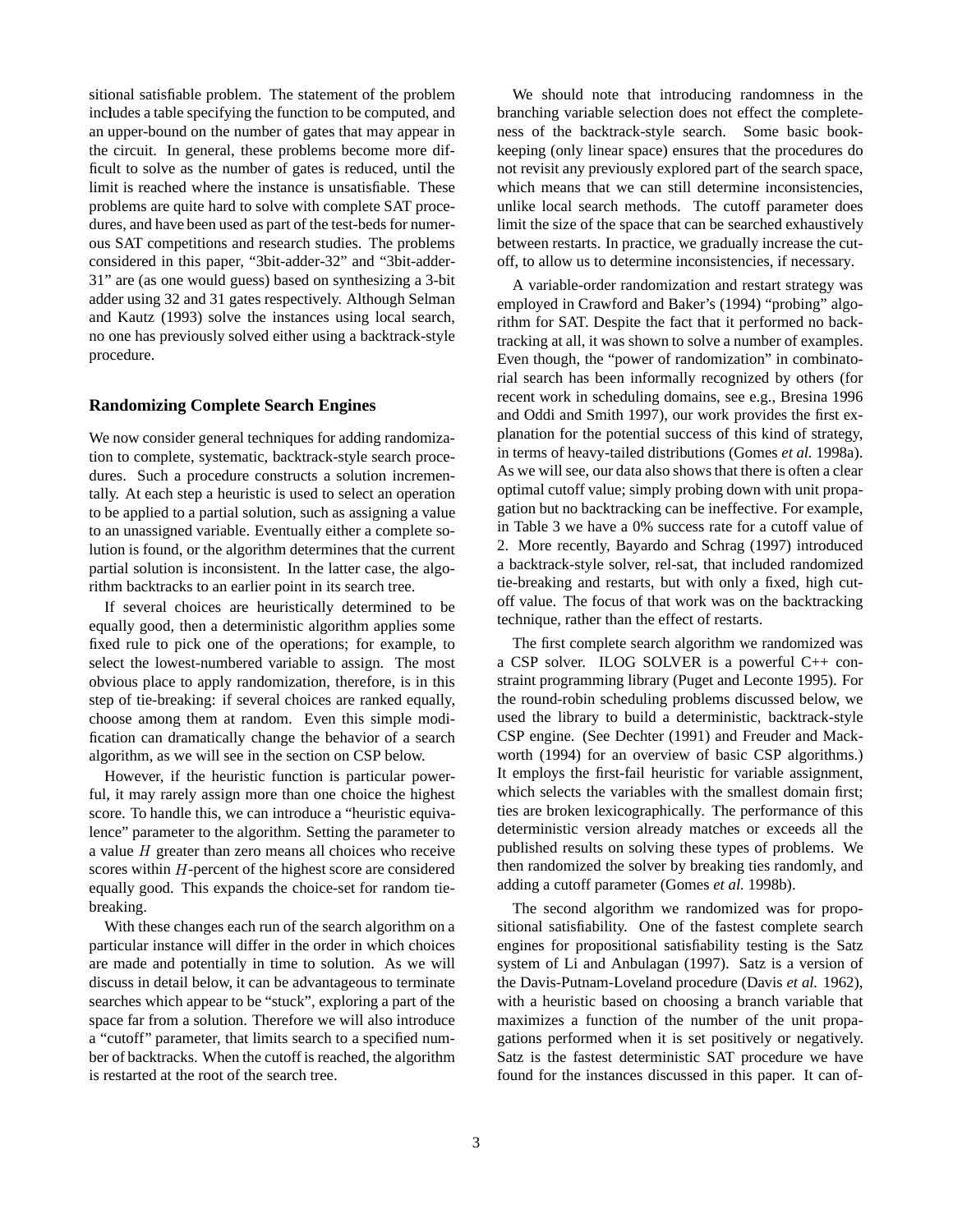sitional satisfiable problem. The statement of the problem includes a table specifying the function to be computed, and an upper-bound on the number of gates that may appear in the circuit. In general, these problems become more difficult to solve as the number of gates is reduced, until the limit is reached where the instance is unsatisfiable. These problems are quite hard to solve with complete SAT procedures, and have been used as part of the test-beds for numerous SAT competitions and research studies. The problems considered in this paper, "3bit-adder-32" and "3bit-adder-31" are (as one would guess) based on synthesizing a 3-bit adder using 32 and 31 gates respectively. Although Selman and Kautz (1993) solve the instances using local search, no one has previously solved either using a backtrack-style procedure.

## Randomizing Complete Search Engines

We now consider general techniques for adding randomization to complete, systematic, backtrack-style search procedures. Such a procedure constructs a solution incrementally. At each step a heuristic is used to select an operation to be applied to a partial solution, such as assigning a value to an unassigned variable. Eventually either a complete solution is found, or the algorithm determines that the current partial solution is inconsistent. In the latter case, the algorithm backtracks to an earlier point in its search tree.

If several choices are heuristically determined to be equally good, then a deterministic algorithm applies some fixed rule to pick one of the operations; for example, to select the lowest-numbered variable to assign. The most obvious place to apply randomization, therefore, is in this step of tie-breaking: if several choices are ranked equally, choose among them at random. Even this simple modification can dramatically change the behavior of a search algorithm, as we will see in the section on CSP below.

However, if the heuristic function is particular powerful, it may rarely assign more than one choice the highest score. To handle this, we can introduce a "heuristic equivalence" parameter to the algorithm. Setting the parameter to a value $H$ greater than zero means all choices who receive scores within $H$-percent of the highest score are considered equally good. This expands the choice-set for random tie-breaking.

With these changes each run of the search algorithm on a particular instance will differ in the order in which choices are made and potentially in time to solution. As we will discuss in detail below, it can be advantageous to terminate searches which appear to be "stuck", exploring a part of the space far from a solution. Therefore we will also introduce a "cutoff" parameter, that limits search to a specified number of backtracks. When the cutoff is reached, the algorithm is restarted at the root of the search tree.

We should note that introducing randomness in the branching variable selection does not effect the completeness of the backtrack-style search. Some basic bookkeeping (only linear space) ensures that the procedures do not revisit any previously explored part of the search space, which means that we can still determine inconsistencies, unlike local search methods. The cutoff parameter does limit the size of the space that can be searched exhaustively between restarts. In practice, we gradually increase the cutoff, to allow us to determine inconsistencies, if necessary.

A variable-order randomization and restart strategy was employed in Crawford and Baker's (1994) "probing" algorithm for SAT. Despite the fact that it performed no backtracking at all, it was shown to solve a number of examples. Even though, the "power of randomization" in combinatorial search has been informally recognized by others (for recent work in scheduling domains, see e.g., Bresina 1996 and Oddi and Smith 1997), our work provides the first explanation for the potential success of this kind of strategy, in terms of heavy-tailed distributions (Gomes *et al.* 1998a). As we will see, our data also shows that there is often a clear optimal cutoff value; simply probing down with unit propagation but no backtracking can be ineffective. For example, in Table 3 we have a 0% success rate for a cutoff value of 2. More recently, Bayardo and Schrag (1997) introduced a backtrack-style solver, rel-sat, that included randomized tie-breaking and restarts, but with only a fixed, high cutoff value. The focus of that work was on the backtracking technique, rather than the effect of restarts.

The first complete search algorithm we randomized was a CSP solver. ILOG SOLVER is a powerful C++ constraint programming library (Puget and Leconte 1995). For the round-robin scheduling problems discussed below, we used the library to build a deterministic, backtrack-style CSP engine. (See Dechter (1991) and Freuder and Mackworth (1994) for an overview of basic CSP algorithms.) It employs the first-fail heuristic for variable assignment, which selects the variables with the smallest domain first; ties are broken lexicographically. The performance of this deterministic version already matches or exceeds all the published results on solving these types of problems. We then randomized the solver by breaking ties randomly, and adding a cutoff parameter (Gomes *et al.* 1998b).

The second algorithm we randomized was for propositional satisfiability. One of the fastest complete search engines for propositional satisfiability testing is the Satz system of Li and Anbulagan (1997). Satz is a version of the Davis-Putnam-Loveland procedure (Davis *et al.* 1962), with a heuristic based on choosing a branch variable that maximizes a function of the number of the unit propagations performed when it is set positively or negatively. Satz is the fastest deterministic SAT procedure we have found for the instances discussed in this paper. It can of-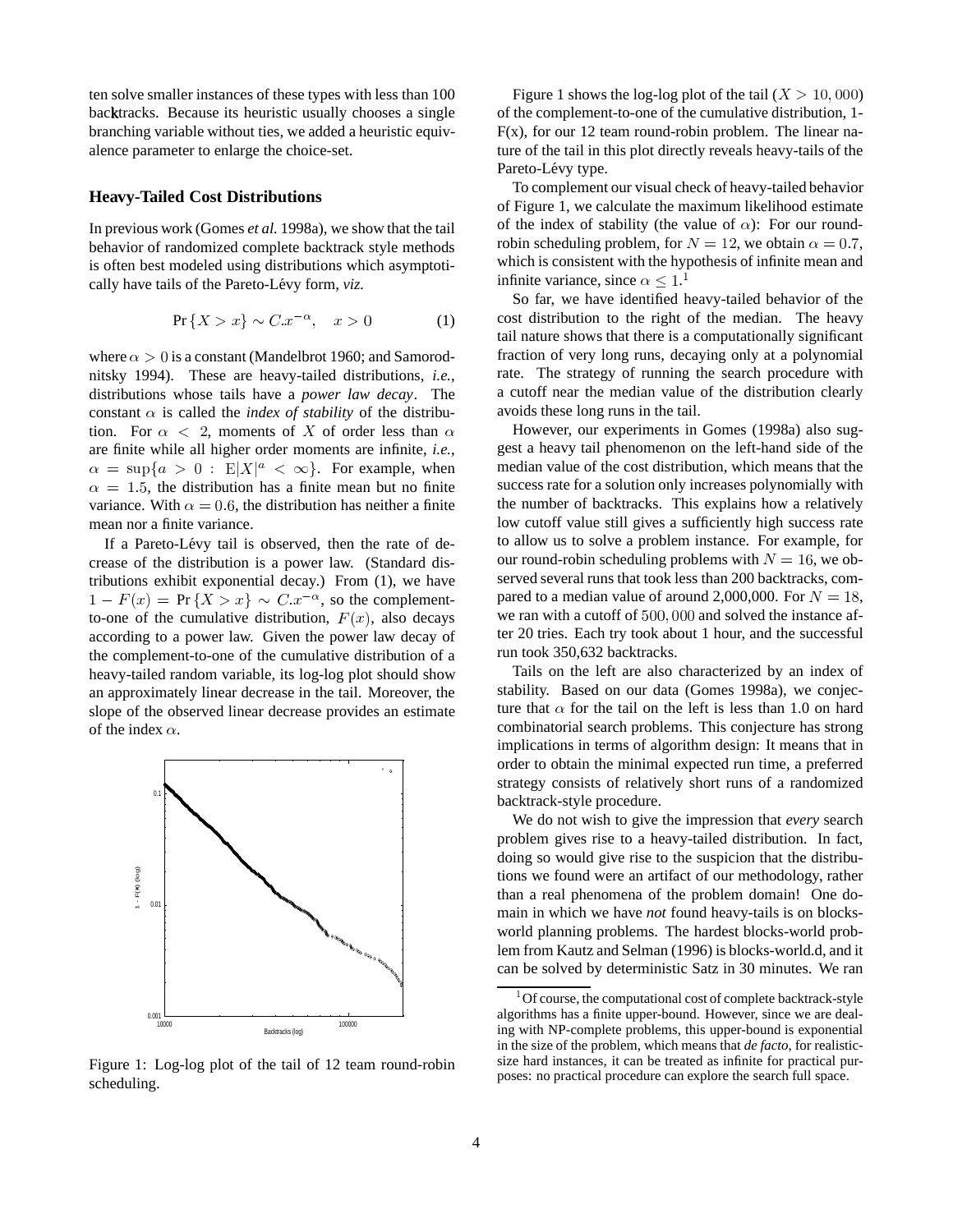ten solve smaller instances of these types with less than 100 backtracks. Because its heuristic usually chooses a single branching variable without ties, we added a heuristic equivalence parameter to enlarge the choice-set.

### Heavy-Tailed Cost Distributions

In previous work (Gomes *et al.* 1998a), we show that the tail behavior of randomized complete backtrack style methods is often best modeled using distributions which asymptotically have tails of the Pareto-Lévy form, *viz.*

$$\Pr\{X > x\} \sim C.x^{-\alpha}, \quad x > 0 \tag{1}$$

where $\alpha > 0$ is a constant (Mandelbrot 1960; and Samorodnitsky 1994). These are heavy-tailed distributions, *i.e.*, distributions whose tails have a *power law decay*. The constant $\alpha$ is called the *index of stability* of the distribution. For $\alpha < 2$, moments of $X$ of order less than $\alpha$ are finite while all higher order moments are infinite, *i.e.*, $\alpha = \sup\{a > 0 : \mathrm{E}|X|^a < \infty\}$. For example, when $\alpha = 1.5$, the distribution has a finite mean but no finite variance. With $\alpha = 0.6$, the distribution has neither a finite mean nor a finite variance.

If a Pareto-Lévy tail is observed, then the rate of decrease of the distribution is a power law. (Standard distributions exhibit exponential decay.) From (1), we have $1 - F(x) = \Pr\{X > x\} \sim C.x^{-\alpha}$, so the complement-to-one of the cumulative distribution, $F(x)$, also decays according to a power law. Given the power law decay of the complement-to-one of the cumulative distribution of a heavy-tailed random variable, its log-log plot should show an approximately linear decrease in the tail. Moreover, the slope of the observed linear decrease provides an estimate of the index $\alpha$.

Figure 1: Log-log plot of the tail of 12 team round-robin scheduling.

Figure 1 shows the log-log plot of the tail ($X > 10,000$) of the complement-to-one of the cumulative distribution, 1-F(x), for our 12 team round-robin problem. The linear nature of the tail in this plot directly reveals heavy-tails of the Pareto-Lévy type.

To complement our visual check of heavy-tailed behavior of Figure 1, we calculate the maximum likelihood estimate of the index of stability (the value of $\alpha$): For our round-robin scheduling problem, for $N = 12$, we obtain $\alpha = 0.7$, which is consistent with the hypothesis of infinite mean and infinite variance, since $\alpha \leq 1$.[1]

So far, we have identified heavy-tailed behavior of the cost distribution to the right of the median. The heavy tail nature shows that there is a computationally significant fraction of very long runs, decaying only at a polynomial rate. The strategy of running the search procedure with a cutoff near the median value of the distribution clearly avoids these long runs in the tail.

However, our experiments in Gomes (1998a) also suggest a heavy tail phenomenon on the left-hand side of the median value of the cost distribution, which means that the success rate for a solution only increases polynomially with the number of backtracks. This explains how a relatively low cutoff value still gives a sufficiently high success rate to allow us to solve a problem instance. For example, for our round-robin scheduling problems with $N = 16$, we observed several runs that took less than 200 backtracks, compared to a median value of around 2,000,000. For $N = 18$, we ran with a cutoff of $500,000$ and solved the instance after 20 tries. Each try took about 1 hour, and the successful run took 350,632 backtracks.

Tails on the left are also characterized by an index of stability. Based on our data (Gomes 1998a), we conjecture that $\alpha$ for the tail on the left is less than 1.0 on hard combinatorial search problems. This conjecture has strong implications in terms of algorithm design: It means that in order to obtain the minimal expected run time, a preferred strategy consists of relatively short runs of a randomized backtrack-style procedure.

We do not wish to give the impression that *every* search problem gives rise to a heavy-tailed distribution. In fact, doing so would give rise to the suspicion that the distributions we found were an artifact of our methodology, rather than a real phenomena of the problem domain! One domain in which we have *not* found heavy-tails is on blocks-world planning problems. The hardest blocks-world problem from Kautz and Selman (1996) is blocks-world.d, and it can be solved by deterministic Satz in 30 minutes. We ran

[1] Of course, the computational cost of complete backtrack-style algorithms has a finite upper-bound. However, since we are dealing with NP-complete problems, this upper-bound is exponential in the size of the problem, which means that *de facto*, for realistic-size hard instances, it can be treated as infinite for practical purposes: no practical procedure can explore the search full space.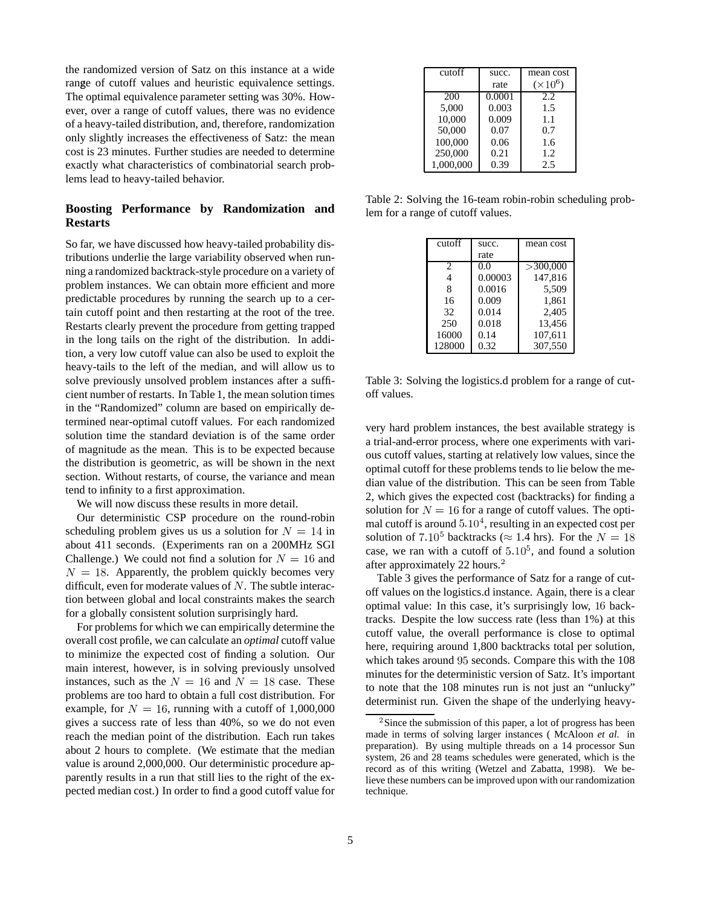the randomized version of Satz on this instance at a wide range of cutoff values and heuristic equivalence settings. The optimal equivalence parameter setting was 30%. However, over a range of cutoff values, there was no evidence of a heavy-tailed distribution, and, therefore, randomization only slightly increases the effectiveness of Satz: the mean cost is 23 minutes. Further studies are needed to determine exactly what characteristics of combinatorial search problems lead to heavy-tailed behavior.

## Boosting Performance by Randomization and Restarts

So far, we have discussed how heavy-tailed probability distributions underlie the large variability observed when running a randomized backtrack-style procedure on a variety of problem instances. We can obtain more efficient and more predictable procedures by running the search up to a certain cutoff point and then restarting at the root of the tree. Restarts clearly prevent the procedure from getting trapped in the long tails on the right of the distribution. In addition, a very low cutoff value can also be used to exploit the heavy-tails to the left of the median, and will allow us to solve previously unsolved problem instances after a sufficient number of restarts. In Table 1, the mean solution times in the "Randomized" column are based on empirically determined near-optimal cutoff values. For each randomized solution time the standard deviation is of the same order of magnitude as the mean. This is to be expected because the distribution is geometric, as will be shown in the next section. Without restarts, of course, the variance and mean tend to infinity to a first approximation.

We will now discuss these results in more detail.

Our deterministic CSP procedure on the round-robin scheduling problem gives us us a solution for $N = 14$ in about 411 seconds. (Experiments ran on a 200MHz SGI Challenge.) We could not find a solution for $N = 16$ and $N = 18$. Apparently, the problem quickly becomes very difficult, even for moderate values of $N$. The subtle interaction between global and local constraints makes the search for a globally consistent solution surprisingly hard.

For problems for which we can empirically determine the overall cost profile, we can calculate an *optimal* cutoff value to minimize the expected cost of finding a solution. Our main interest, however, is in solving previously unsolved instances, such as the $N = 16$ and $N = 18$ case. These problems are too hard to obtain a full cost distribution. For example, for $N = 16$, running with a cutoff of 1,000,000 gives a success rate of less than 40%, so we do not even reach the median point of the distribution. Each run takes about 2 hours to complete. (We estimate that the median value is around 2,000,000. Our deterministic procedure apparently results in a run that still lies to the right of the expected median cost.) In order to find a good cutoff value for

| cutoff | succ. rate | mean cost ($\times 10^6$) |
|---|---|---|
| 200 | 0.0001 | 2.2 |
| 5,000 | 0.003 | 1.5 |
| 10,000 | 0.009 | 1.1 |
| 50,000 | 0.07 | 0.7 |
| 100,000 | 0.06 | 1.6 |
| 250,000 | 0.21 | 1.2 |
| 1,000,000 | 0.39 | 2.5 |

Table 2: Solving the 16-team robin-robin scheduling problem for a range of cutoff values.

| cutoff | succ. rate | mean cost |
|---|---|---|
| 2 | 0.0 | >300,000 |
| 4 | 0.00003 | 147,816 |
| 8 | 0.0016 | 5,509 |
| 16 | 0.009 | 1,861 |
| 32 | 0.014 | 2,405 |
| 250 | 0.018 | 13,456 |
| 16000 | 0.14 | 107,611 |
| 128000 | 0.32 | 307,550 |

Table 3: Solving the logistics.d problem for a range of cutoff values.

very hard problem instances, the best available strategy is a trial-and-error process, where one experiments with various cutoff values, starting at relatively low values, since the optimal cutoff for these problems tends to lie below the median value of the distribution. This can be seen from Table 2, which gives the expected cost (backtracks) for finding a solution for $N = 16$ for a range of cutoff values. The optimal cutoff is around $5.10^4$, resulting in an expected cost per solution of $7.10^5$ backtracks ($\approx$ 1.4 hrs). For the $N = 18$ case, we ran with a cutoff of $5.10^5$, and found a solution after approximately 22 hours.[2]

Table 3 gives the performance of Satz for a range of cutoff values on the logistics.d instance. Again, there is a clear optimal value: In this case, it's surprisingly low, 16 backtracks. Despite the low success rate (less than 1%) at this cutoff value, the overall performance is close to optimal here, requiring around 1,800 backtracks total per solution, which takes around 95 seconds. Compare this with the 108 minutes for the deterministic version of Satz. It's important to note that the 108 minutes run is not just an "unlucky" determinist run. Given the shape of the underlying heavy-

[2] Since the submission of this paper, a lot of progress has been made in terms of solving larger instances ( McAloon *et al.* in preparation). By using multiple threads on a 14 processor Sun system, 26 and 28 teams schedules were generated, which is the record as of this writing (Wetzel and Zabatta, 1998). We believe these numbers can be improved upon with our randomization technique.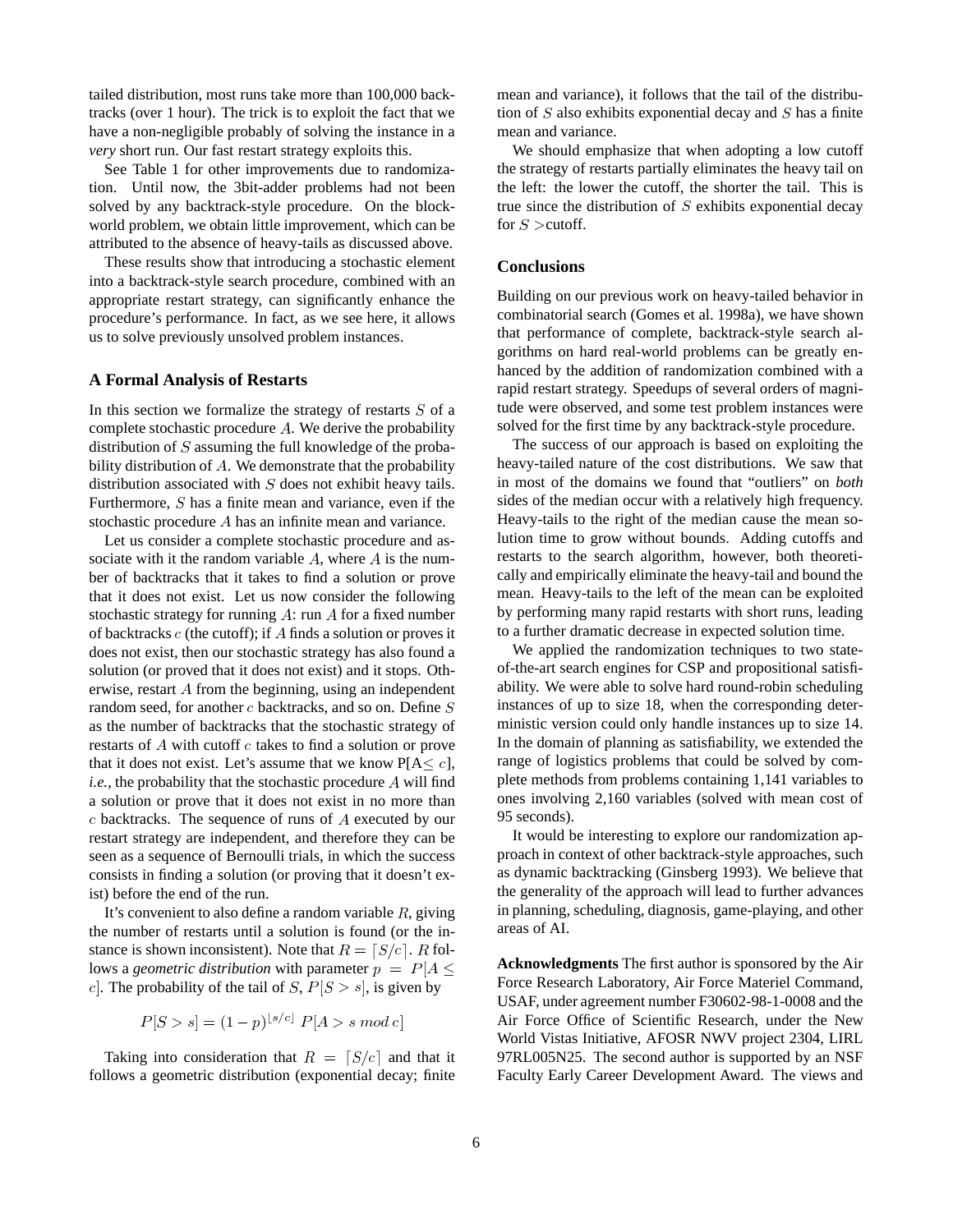tailed distribution, most runs take more than 100,000 backtracks (over 1 hour). The trick is to exploit the fact that we have a non-negligible probably of solving the instance in a *very* short run. Our fast restart strategy exploits this.

See Table 1 for other improvements due to randomization. Until now, the 3bit-adder problems had not been solved by any backtrack-style procedure. On the blockworld problem, we obtain little improvement, which can be attributed to the absence of heavy-tails as discussed above.

These results show that introducing a stochastic element into a backtrack-style search procedure, combined with an appropriate restart strategy, can significantly enhance the procedure's performance. In fact, as we see here, it allows us to solve previously unsolved problem instances.

### A Formal Analysis of Restarts

In this section we formalize the strategy of restarts $S$ of a complete stochastic procedure $A$. We derive the probability distribution of $S$ assuming the full knowledge of the probability distribution of $A$. We demonstrate that the probability distribution associated with $S$ does not exhibit heavy tails. Furthermore, $S$ has a finite mean and variance, even if the stochastic procedure $A$ has an infinite mean and variance.

Let us consider a complete stochastic procedure and associate with it the random variable $A$, where $A$ is the number of backtracks that it takes to find a solution or prove that it does not exist. Let us now consider the following stochastic strategy for running $A$: run $A$ for a fixed number of backtracks $c$ (the cutoff); if $A$ finds a solution or proves it does not exist, then our stochastic strategy has also found a solution (or proved that it does not exist) and it stops. Otherwise, restart $A$ from the beginning, using an independent random seed, for another $c$ backtracks, and so on. Define $S$ as the number of backtracks that the stochastic strategy of restarts of $A$ with cutoff $c$ takes to find a solution or prove that it does not exist. Let's assume that we know P[A$\leq c$], *i.e.*, the probability that the stochastic procedure $A$ will find a solution or prove that it does not exist in no more than $c$ backtracks. The sequence of runs of $A$ executed by our restart strategy are independent, and therefore they can be seen as a sequence of Bernoulli trials, in which the success consists in finding a solution (or proving that it doesn't exist) before the end of the run.

It's convenient to also define a random variable $R$, giving the number of restarts until a solution is found (or the instance is shown inconsistent). Note that $R = \lceil S/c \rceil$. $R$ follows a *geometric distribution* with parameter $p = P[A \leq c]$. The probability of the tail of $S$, $P[S > s]$, is given by

$$P[S > s] = (1-p)^{\lfloor s/c \rfloor}\ P[A > s \ mod\ c]$$

Taking into consideration that $R = \lceil S/c \rceil$ and that it follows a geometric distribution (exponential decay; finite mean and variance), it follows that the tail of the distribution of $S$ also exhibits exponential decay and $S$ has a finite mean and variance.

We should emphasize that when adopting a low cutoff the strategy of restarts partially eliminates the heavy tail on the left: the lower the cutoff, the shorter the tail. This is true since the distribution of $S$ exhibits exponential decay for $S >$cutoff.

### Conclusions

Building on our previous work on heavy-tailed behavior in combinatorial search (Gomes et al. 1998a), we have shown that performance of complete, backtrack-style search algorithms on hard real-world problems can be greatly enhanced by the addition of randomization combined with a rapid restart strategy. Speedups of several orders of magnitude were observed, and some test problem instances were solved for the first time by any backtrack-style procedure.

The success of our approach is based on exploiting the heavy-tailed nature of the cost distributions. We saw that in most of the domains we found that "outliers" on *both* sides of the median occur with a relatively high frequency. Heavy-tails to the right of the median cause the mean solution time to grow without bounds. Adding cutoffs and restarts to the search algorithm, however, both theoretically and empirically eliminate the heavy-tail and bound the mean. Heavy-tails to the left of the mean can be exploited by performing many rapid restarts with short runs, leading to a further dramatic decrease in expected solution time.

We applied the randomization techniques to two state-of-the-art search engines for CSP and propositional satisfiability. We were able to solve hard round-robin scheduling instances of up to size 18, when the corresponding deterministic version could only handle instances up to size 14. In the domain of planning as satisfiability, we extended the range of logistics problems that could be solved by complete methods from problems containing 1,141 variables to ones involving 2,160 variables (solved with mean cost of 95 seconds).

It would be interesting to explore our randomization approach in context of other backtrack-style approaches, such as dynamic backtracking (Ginsberg 1993). We believe that the generality of the approach will lead to further advances in planning, scheduling, diagnosis, game-playing, and other areas of AI.

**Acknowledgments** The first author is sponsored by the Air Force Research Laboratory, Air Force Materiel Command, USAF, under agreement number F30602-98-1-0008 and the Air Force Office of Scientific Research, under the New World Vistas Initiative, AFOSR NWV project 2304, LIRL 97RL005N25. The second author is supported by an NSF Faculty Early Career Development Award. The views and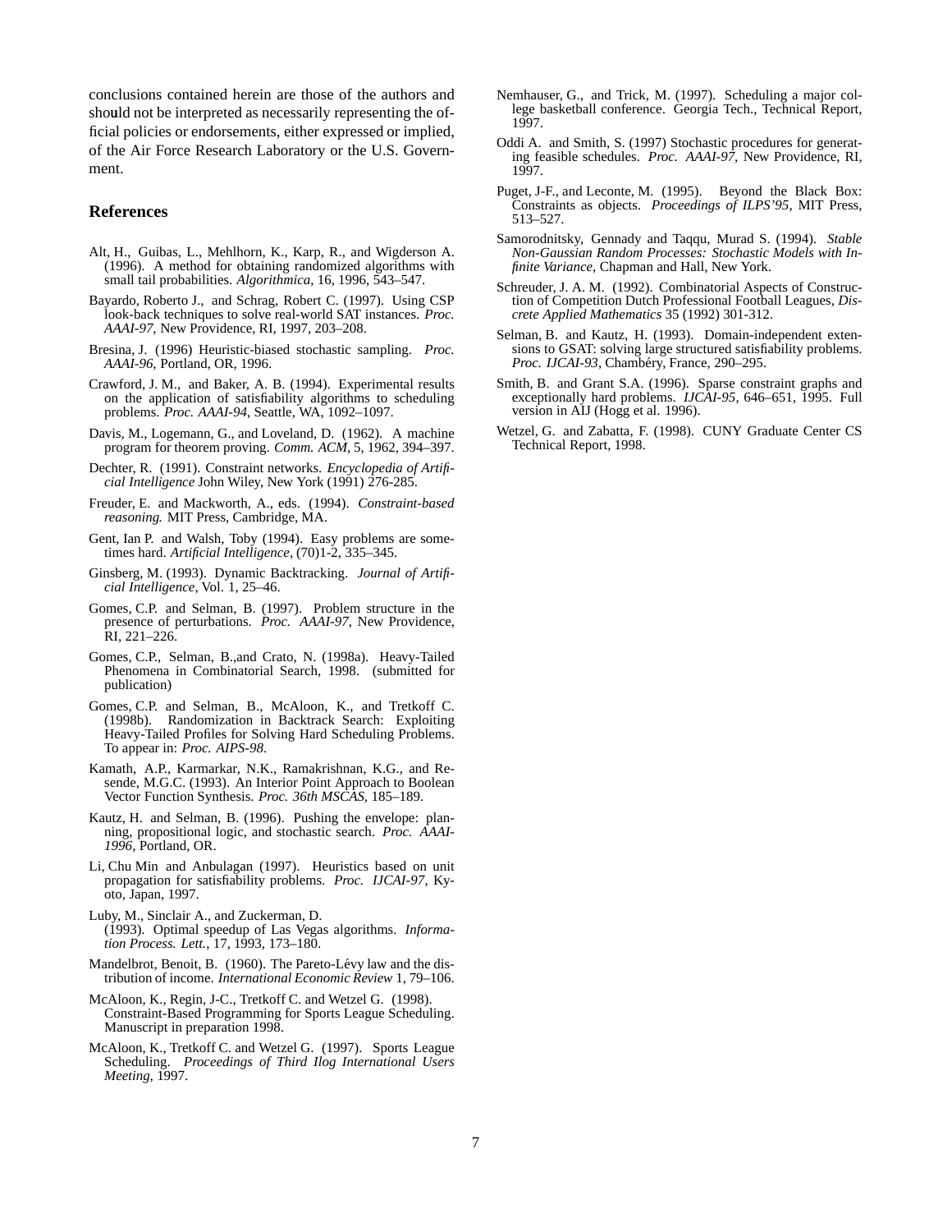conclusions contained herein are those of the authors and should not be interpreted as necessarily representing the official policies or endorsements, either expressed or implied, of the Air Force Research Laboratory or the U.S. Government.

## References

Alt, H., Guibas, L., Mehlhorn, K., Karp, R., and Wigderson A. (1996). A method for obtaining randomized algorithms with small tail probabilities. *Algorithmica*, 16, 1996, 543–547.

Bayardo, Roberto J., and Schrag, Robert C. (1997). Using CSP look-back techniques to solve real-world SAT instances. *Proc. AAAI-97*, New Providence, RI, 1997, 203–208.

Bresina, J. (1996) Heuristic-biased stochastic sampling. *Proc. AAAI-96*, Portland, OR, 1996.

Crawford, J. M., and Baker, A. B. (1994). Experimental results on the application of satisfiability algorithms to scheduling problems. *Proc. AAAI-94*, Seattle, WA, 1092–1097.

Davis, M., Logemann, G., and Loveland, D. (1962). A machine program for theorem proving. *Comm. ACM*, 5, 1962, 394–397.

Dechter, R. (1991). Constraint networks. *Encyclopedia of Artificial Intelligence* John Wiley, New York (1991) 276-285.

Freuder, E. and Mackworth, A., eds. (1994). *Constraint-based reasoning.* MIT Press, Cambridge, MA.

Gent, Ian P. and Walsh, Toby (1994). Easy problems are sometimes hard. *Artificial Intelligence*, (70)1-2, 335–345.

Ginsberg, M. (1993). Dynamic Backtracking. *Journal of Artificial Intelligence*, Vol. 1, 25–46.

Gomes, C.P. and Selman, B. (1997). Problem structure in the presence of perturbations. *Proc. AAAI-97*, New Providence, RI, 221–226.

Gomes, C.P., Selman, B.,and Crato, N. (1998a). Heavy-Tailed Phenomena in Combinatorial Search, 1998. (submitted for publication)

Gomes, C.P. and Selman, B., McAloon, K., and Tretkoff C. (1998b). Randomization in Backtrack Search: Exploiting Heavy-Tailed Profiles for Solving Hard Scheduling Problems. To appear in: *Proc. AIPS-98*.

Kamath, A.P., Karmarkar, N.K., Ramakrishnan, K.G., and Resende, M.G.C. (1993). An Interior Point Approach to Boolean Vector Function Synthesis. *Proc. 36th MSCAS*, 185–189.

Kautz, H. and Selman, B. (1996). Pushing the envelope: planning, propositional logic, and stochastic search. *Proc. AAAI-1996*, Portland, OR.

Li, Chu Min and Anbulagan (1997). Heuristics based on unit propagation for satisfiability problems. *Proc. IJCAI-97*, Kyoto, Japan, 1997.

Luby, M., Sinclair A., and Zuckerman, D. (1993). Optimal speedup of Las Vegas algorithms. *Information Process. Lett.*, 17, 1993, 173–180.

Mandelbrot, Benoit, B. (1960). The Pareto-Lévy law and the distribution of income. *International Economic Review* 1, 79–106.

McAloon, K., Regin, J-C., Tretkoff C. and Wetzel G. (1998). Constraint-Based Programming for Sports League Scheduling. Manuscript in preparation 1998.

McAloon, K., Tretkoff C. and Wetzel G. (1997). Sports League Scheduling. *Proceedings of Third Ilog International Users Meeting*, 1997.

Nemhauser, G., and Trick, M. (1997). Scheduling a major college basketball conference. Georgia Tech., Technical Report, 1997.

Oddi A. and Smith, S. (1997) Stochastic procedures for generating feasible schedules. *Proc. AAAI-97*, New Providence, RI, 1997.

Puget, J-F., and Leconte, M. (1995). Beyond the Black Box: Constraints as objects. *Proceedings of ILPS'95*, MIT Press, 513–527.

Samorodnitsky, Gennady and Taqqu, Murad S. (1994). *Stable Non-Gaussian Random Processes: Stochastic Models with Infinite Variance*, Chapman and Hall, New York.

Schreuder, J. A. M. (1992). Combinatorial Aspects of Construction of Competition Dutch Professional Football Leagues, *Discrete Applied Mathematics* 35 (1992) 301-312.

Selman, B. and Kautz, H. (1993). Domain-independent extensions to GSAT: solving large structured satisfiability problems. *Proc. IJCAI-93*, Chambéry, France, 290–295.

Smith, B. and Grant S.A. (1996). Sparse constraint graphs and exceptionally hard problems. *IJCAI-95*, 646–651, 1995. Full version in AIJ (Hogg et al. 1996).

Wetzel, G. and Zabatta, F. (1998). CUNY Graduate Center CS Technical Report, 1998.